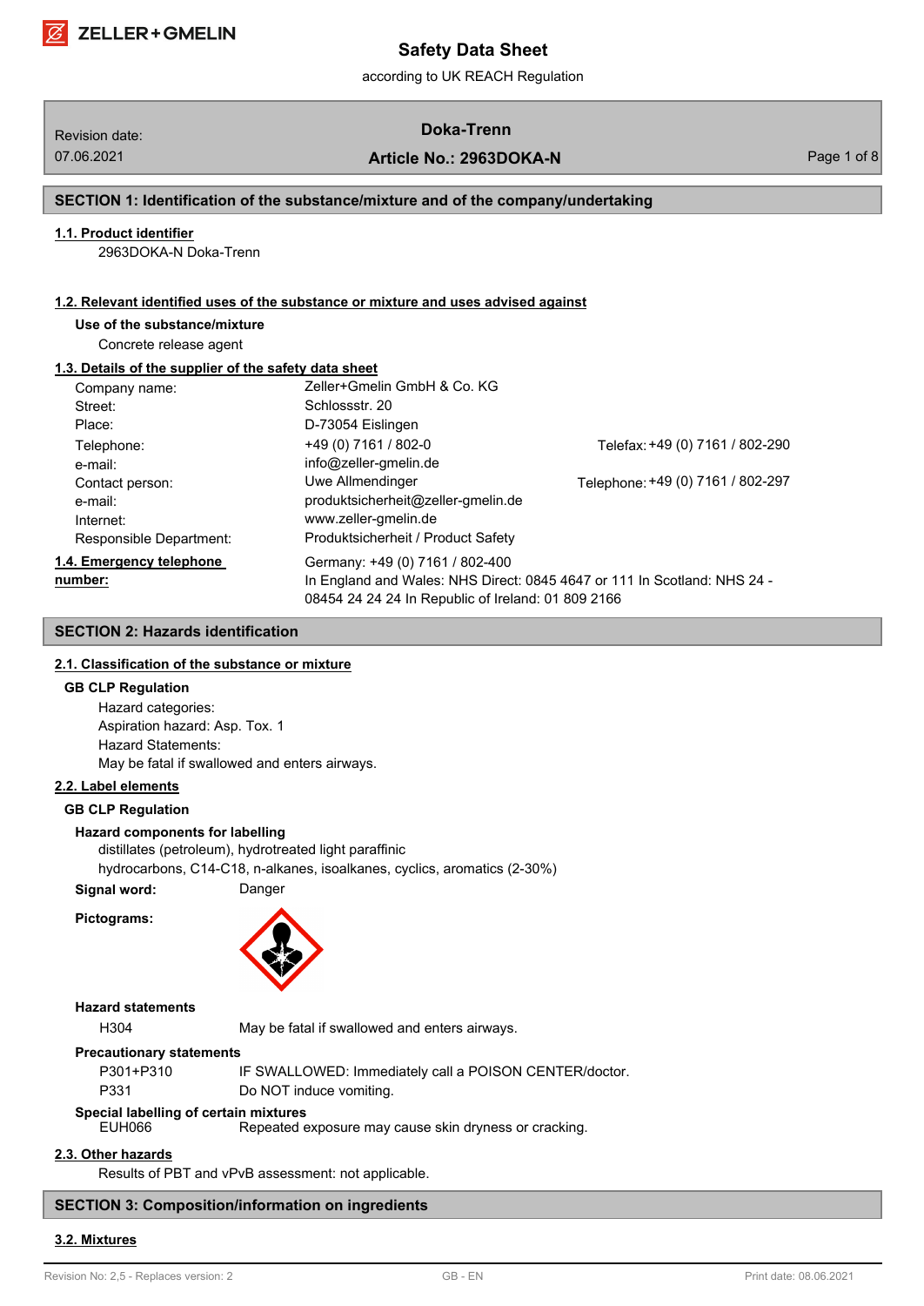# Safety Data Sheet

according to UK REACH Regulation

| Revision date: 07.06.2021 | Doka-Trenn<br>Article No.: 2963DOKA-N |
|---|---|

## SECTION 1: Identification of the substance/mixture and of the company/undertaking

### 1.1. Product identifier

2963DOKA-N Doka-Trenn

### 1.2. Relevant identified uses of the substance or mixture and uses advised against

**Use of the substance/mixture**

Concrete release agent

### 1.3. Details of the supplier of the safety data sheet

| | | | |
|---|---|---|---|
| Company name: | Zeller+Gmelin GmbH & Co. KG | | |
| Street: | Schlossstr. 20 | | |
| Place: | D-73054 Eislingen | | |
| Telephone: | +49 (0) 7161 / 802-0 | Telefax: | +49 (0) 7161 / 802-290 |
| e-mail: | info@zeller-gmelin.de | | |
| Contact person: | Uwe Allmendinger | Telephone: | +49 (0) 7161 / 802-297 |
| e-mail: | produktsicherheit@zeller-gmelin.de | | |
| Internet: | www.zeller-gmelin.de | | |
| Responsible Department: | Produktsicherheit / Product Safety | | |

### 1.4. Emergency telephone number:

Germany: +49 (0) 7161 / 802-400

In England and Wales: NHS Direct: 0845 4647 or 111 In Scotland: NHS 24 - 08454 24 24 24 In Republic of Ireland: 01 809 2166

## SECTION 2: Hazards identification

### 2.1. Classification of the substance or mixture

**GB CLP Regulation**

Hazard categories:
Aspiration hazard: Asp. Tox. 1
Hazard Statements:
May be fatal if swallowed and enters airways.

### 2.2. Label elements

**GB CLP Regulation**

**Hazard components for labelling**

distillates (petroleum), hydrotreated light paraffinic
hydrocarbons, C14-C18, n-alkanes, isoalkanes, cyclics, aromatics (2-30%)

**Signal word:** Danger

**Pictograms:**

**Hazard statements**

| | |
|---|---|
| H304 | May be fatal if swallowed and enters airways. |

**Precautionary statements**

| | |
|---|---|
| P301+P310 | IF SWALLOWED: Immediately call a POISON CENTER/doctor. |
| P331 | Do NOT induce vomiting. |

**Special labelling of certain mixtures**

| | |
|---|---|
| EUH066 | Repeated exposure may cause skin dryness or cracking. |

### 2.3. Other hazards

Results of PBT and vPvB assessment: not applicable.

## SECTION 3: Composition/information on ingredients

### 3.2. Mixtures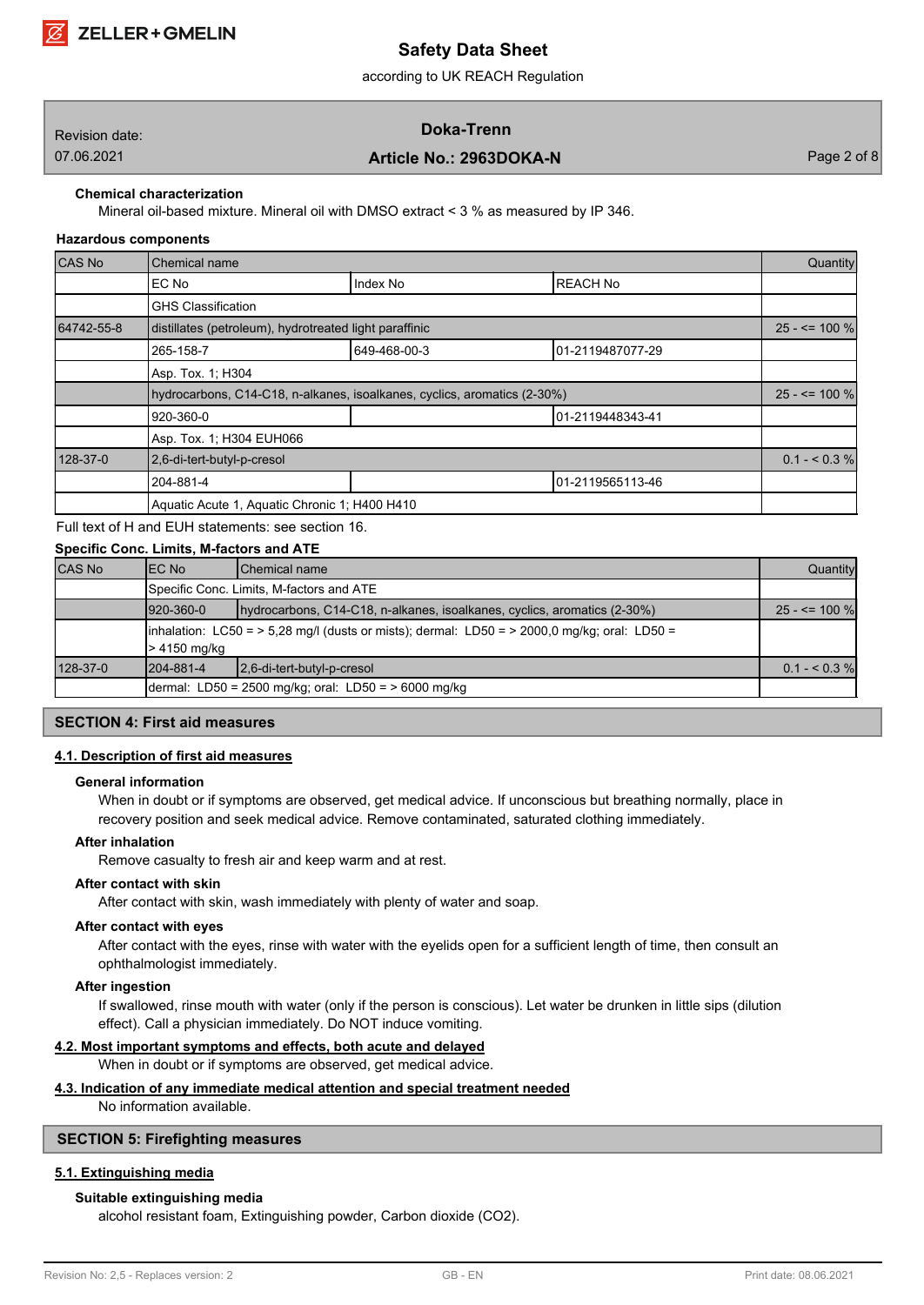### Chemical characterization

Mineral oil-based mixture. Mineral oil with DMSO extract < 3 % as measured by IP 346.

### Hazardous components

| CAS No | Chemical name | | | Quantity |
|---|---|---|---|---|
| | EC No | Index No | REACH No | |
| | GHS Classification | | | |
| 64742-55-8 | distillates (petroleum), hydrotreated light paraffinic | | | 25 - <= 100 % |
| | 265-158-7 | 649-468-00-3 | 01-2119487077-29 | |
| | Asp. Tox. 1; H304 | | | |
| | hydrocarbons, C14-C18, n-alkanes, isoalkanes, cyclics, aromatics (2-30%) | | | 25 - <= 100 % |
| | 920-360-0 | | 01-2119448343-41 | |
| | Asp. Tox. 1; H304 EUH066 | | | |
| 128-37-0 | 2,6-di-tert-butyl-p-cresol | | | 0.1 - < 0.3 % |
| | 204-881-4 | | 01-2119565113-46 | |
| | Aquatic Acute 1, Aquatic Chronic 1; H400 H410 | | | |

Full text of H and EUH statements: see section 16.

### Specific Conc. Limits, M-factors and ATE

| CAS No | EC No | Chemical name | Quantity |
|---|---|---|---|
| | Specific Conc. Limits, M-factors and ATE | | |
| | 920-360-0 | hydrocarbons, C14-C18, n-alkanes, isoalkanes, cyclics, aromatics (2-30%) | 25 - <= 100 % |
| | inhalation: LC50 = > 5,28 mg/l (dusts or mists); dermal: LD50 = > 2000,0 mg/kg; oral: LD50 = > 4150 mg/kg | | |
| 128-37-0 | 204-881-4 | 2,6-di-tert-butyl-p-cresol | 0.1 - < 0.3 % |
| | dermal: LD50 = 2500 mg/kg; oral: LD50 = > 6000 mg/kg | | |

## SECTION 4: First aid measures

### 4.1. Description of first aid measures

**General information**

When in doubt or if symptoms are observed, get medical advice. If unconscious but breathing normally, place in recovery position and seek medical advice. Remove contaminated, saturated clothing immediately.

**After inhalation**

Remove casualty to fresh air and keep warm and at rest.

**After contact with skin**

After contact with skin, wash immediately with plenty of water and soap.

**After contact with eyes**

After contact with the eyes, rinse with water with the eyelids open for a sufficient length of time, then consult an ophthalmologist immediately.

**After ingestion**

If swallowed, rinse mouth with water (only if the person is conscious). Let water be drunken in little sips (dilution effect). Call a physician immediately. Do NOT induce vomiting.

### 4.2. Most important symptoms and effects, both acute and delayed

When in doubt or if symptoms are observed, get medical advice.

### 4.3. Indication of any immediate medical attention and special treatment needed

No information available.

## SECTION 5: Firefighting measures

### 5.1. Extinguishing media

**Suitable extinguishing media**

alcohol resistant foam, Extinguishing powder, Carbon dioxide ($CO_2$).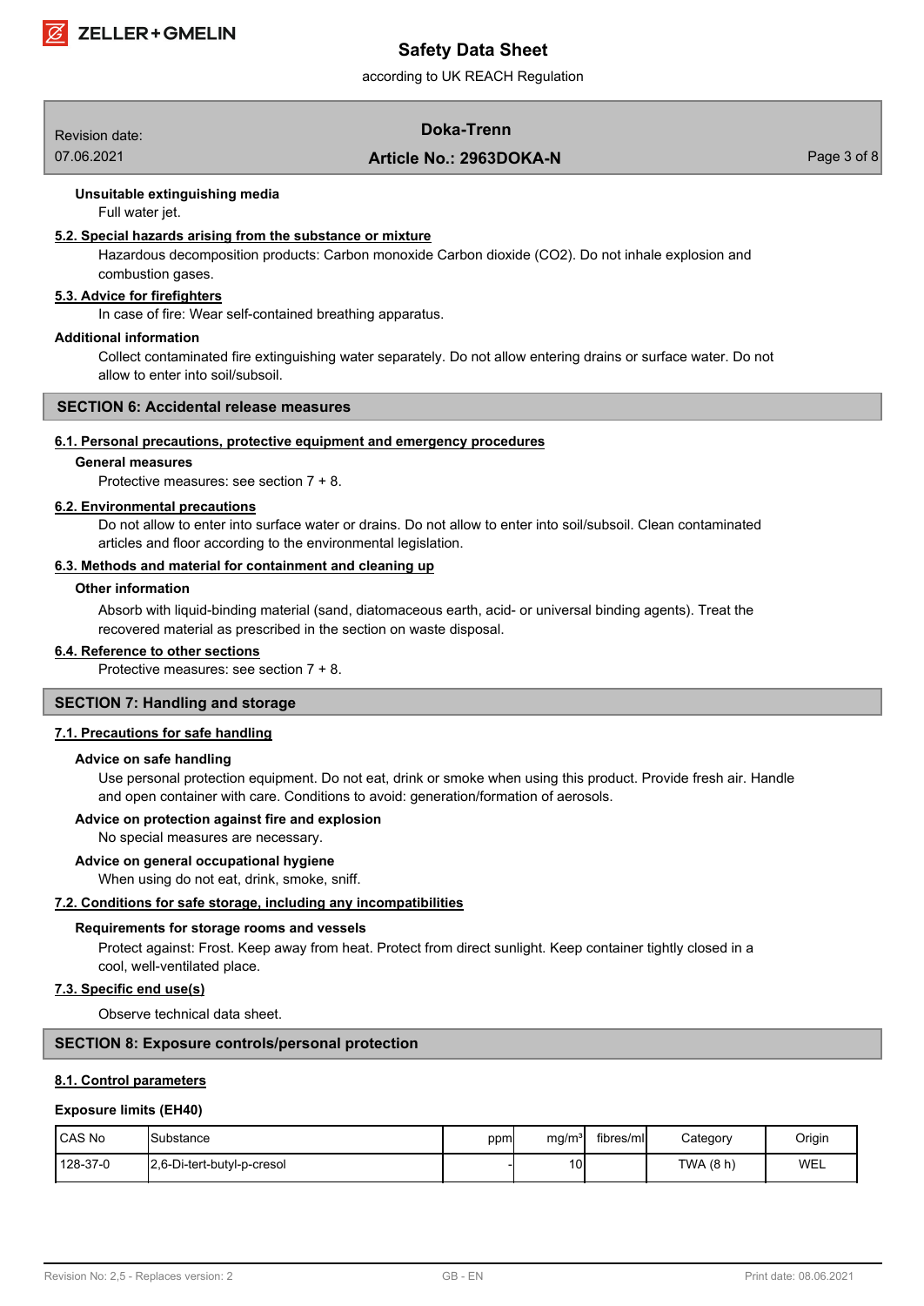**Unsuitable extinguishing media**

Full water jet.

### 5.2. Special hazards arising from the substance or mixture

Hazardous decomposition products: Carbon monoxide Carbon dioxide ($CO_2$). Do not inhale explosion and combustion gases.

### 5.3. Advice for firefighters

In case of fire: Wear self-contained breathing apparatus.

**Additional information**

Collect contaminated fire extinguishing water separately. Do not allow entering drains or surface water. Do not allow to enter into soil/subsoil.

## SECTION 6: Accidental release measures

### 6.1. Personal precautions, protective equipment and emergency procedures

**General measures**

Protective measures: see section 7 + 8.

### 6.2. Environmental precautions

Do not allow to enter into surface water or drains. Do not allow to enter into soil/subsoil. Clean contaminated articles and floor according to the environmental legislation.

### 6.3. Methods and material for containment and cleaning up

**Other information**

Absorb with liquid-binding material (sand, diatomaceous earth, acid- or universal binding agents). Treat the recovered material as prescribed in the section on waste disposal.

### 6.4. Reference to other sections

Protective measures: see section 7 + 8.

## SECTION 7: Handling and storage

### 7.1. Precautions for safe handling

**Advice on safe handling**

Use personal protection equipment. Do not eat, drink or smoke when using this product. Provide fresh air. Handle and open container with care. Conditions to avoid: generation/formation of aerosols.

**Advice on protection against fire and explosion**

No special measures are necessary.

**Advice on general occupational hygiene**

When using do not eat, drink, smoke, sniff.

### 7.2. Conditions for safe storage, including any incompatibilities

**Requirements for storage rooms and vessels**

Protect against: Frost. Keep away from heat. Protect from direct sunlight. Keep container tightly closed in a cool, well-ventilated place.

### 7.3. Specific end use(s)

Observe technical data sheet.

## SECTION 8: Exposure controls/personal protection

### 8.1. Control parameters

**Exposure limits (EH40)**

| CAS No | Substance | ppm | mg/m³ | fibres/ml | Category | Origin |
|---|---|---|---|---|---|---|
| 128-37-0 | 2,6-Di-tert-butyl-p-cresol | - | 10 | | TWA (8 h) | WEL |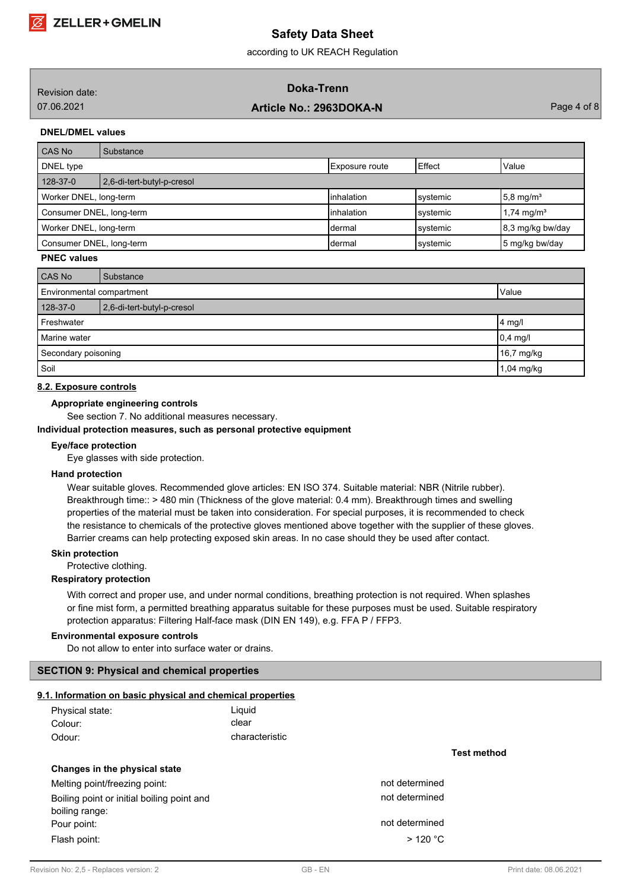### DNEL/DMEL values

| CAS No | Substance | | | |
|---|---|---|---|---|
| DNEL type | | Exposure route | Effect | Value |
| 128-37-0 | 2,6-di-tert-butyl-p-cresol | | | |
| Worker DNEL, long-term | | inhalation | systemic | 5,8 mg/m³ |
| Consumer DNEL, long-term | | inhalation | systemic | 1,74 mg/m³ |
| Worker DNEL, long-term | | dermal | systemic | 8,3 mg/kg bw/day |
| Consumer DNEL, long-term | | dermal | systemic | 5 mg/kg bw/day |

### PNEC values

| CAS No | Substance | |
|---|---|---|
| Environmental compartment | | Value |
| 128-37-0 | 2,6-di-tert-butyl-p-cresol | |
| Freshwater | | 4 mg/l |
| Marine water | | 0,4 mg/l |
| Secondary poisoning | | 16,7 mg/kg |
| Soil | | 1,04 mg/kg |

## 8.2. Exposure controls

**Appropriate engineering controls**

See section 7. No additional measures necessary.

**Individual protection measures, such as personal protective equipment**

**Eye/face protection**

Eye glasses with side protection.

**Hand protection**

Wear suitable gloves. Recommended glove articles: EN ISO 374. Suitable material: NBR (Nitrile rubber). Breakthrough time:: > 480 min (Thickness of the glove material: 0.4 mm). Breakthrough times and swelling properties of the material must be taken into consideration. For special purposes, it is recommended to check the resistance to chemicals of the protective gloves mentioned above together with the supplier of these gloves. Barrier creams can help protecting exposed skin areas. In no case should they be used after contact.

**Skin protection**

Protective clothing.

**Respiratory protection**

With correct and proper use, and under normal conditions, breathing protection is not required. When splashes or fine mist form, a permitted breathing apparatus suitable for these purposes must be used. Suitable respiratory protection apparatus: Filtering Half-face mask (DIN EN 149), e.g. FFA P / FFP3.

**Environmental exposure controls**

Do not allow to enter into surface water or drains.

## SECTION 9: Physical and chemical properties

### 9.1. Information on basic physical and chemical properties

| | |
|---|---|
| Physical state: | Liquid |
| Colour: | clear |
| Odour: | characteristic |

| | | Test method |
|---|---|---|
| **Changes in the physical state** | | |
| Melting point/freezing point: | not determined | |
| Boiling point or initial boiling point and boiling range: | not determined | |
| Pour point: | not determined | |
| Flash point: | > 120 °C | |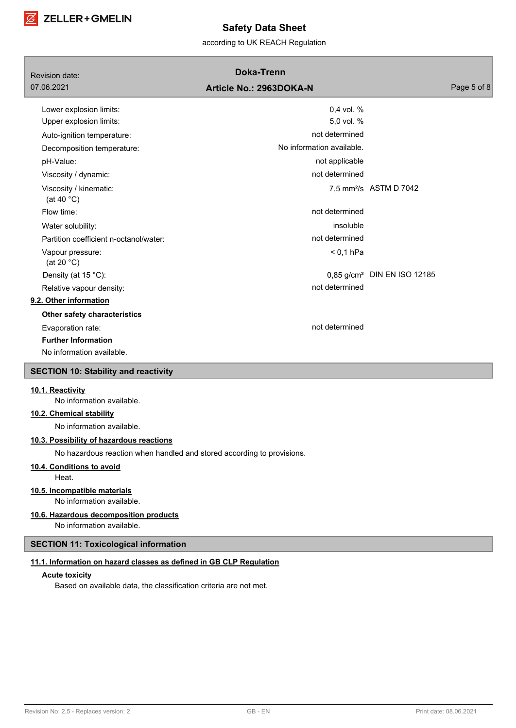| | | |
|---|---|---|
| Lower explosion limits: | 0,4 vol. % | |
| Upper explosion limits: | 5,0 vol. % | |
| Auto-ignition temperature: | not determined | |
| Decomposition temperature: | No information available. | |
| pH-Value: | not applicable | |
| Viscosity / dynamic: | not determined | |
| Viscosity / kinematic: (at 40 °C) | 7,5 mm²/s | ASTM D 7042 |
| Flow time: | not determined | |
| Water solubility: | insoluble | |
| Partition coefficient n-octanol/water: | not determined | |
| Vapour pressure: (at 20 °C) | < 0,1 hPa | |
| Density (at 15 °C): | 0,85 g/cm³ | DIN EN ISO 12185 |
| Relative vapour density: | not determined | |

### 9.2. Other information

**Other safety characteristics**

| | |
|---|---|
| Evaporation rate: | not determined |

**Further Information**

No information available.

## SECTION 10: Stability and reactivity

### 10.1. Reactivity

No information available.

### 10.2. Chemical stability

No information available.

### 10.3. Possibility of hazardous reactions

No hazardous reaction when handled and stored according to provisions.

### 10.4. Conditions to avoid

Heat.

### 10.5. Incompatible materials

No information available.

### 10.6. Hazardous decomposition products

No information available.

## SECTION 11: Toxicological information

### 11.1. Information on hazard classes as defined in GB CLP Regulation

**Acute toxicity**

Based on available data, the classification criteria are not met.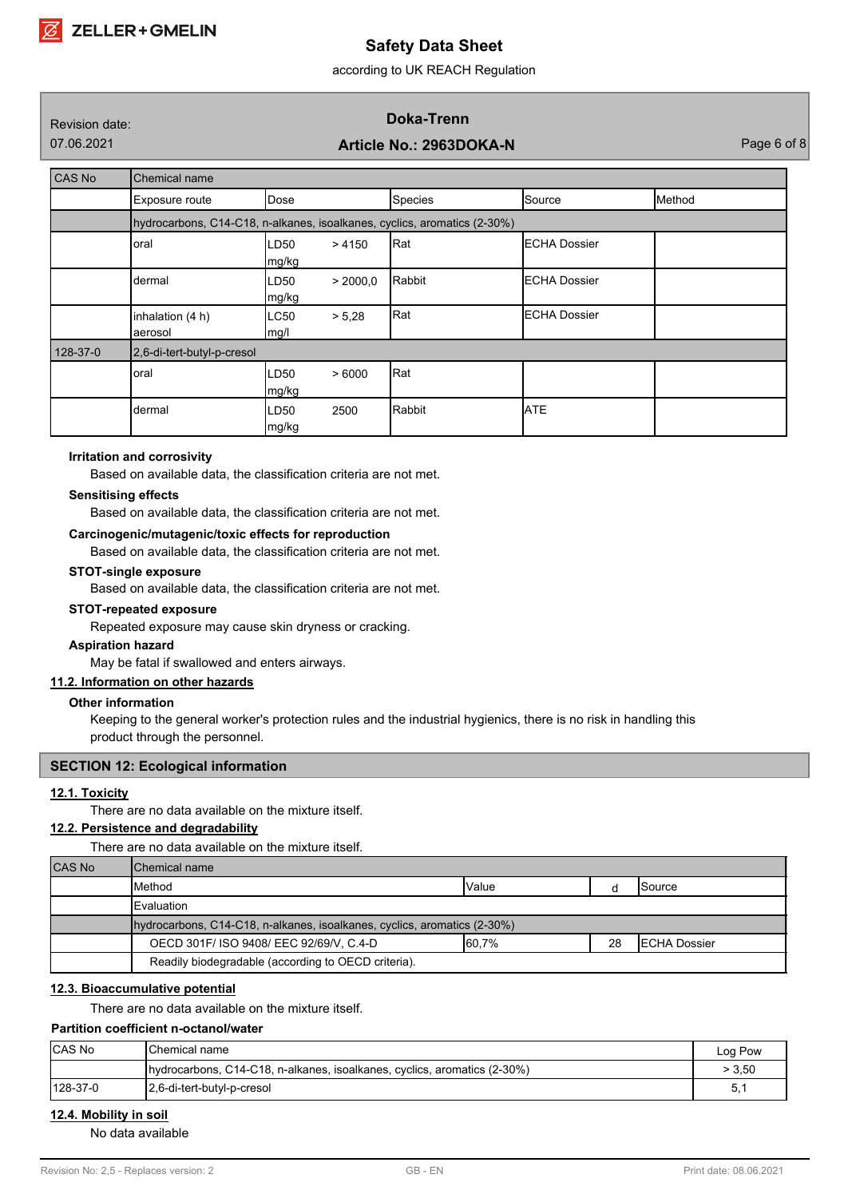| CAS No | Chemical name | | | | |
|---|---|---|---|---|---|
| | Exposure route | Dose | Species | Source | Method |
| | hydrocarbons, C14-C18, n-alkanes, isoalkanes, cyclics, aromatics (2-30%) | | | | |
| | oral | LD50 > 4150 mg/kg | Rat | ECHA Dossier | |
| | dermal | LD50 > 2000,0 mg/kg | Rabbit | ECHA Dossier | |
| | inhalation (4 h) aerosol | LC50 > 5,28 mg/l | Rat | ECHA Dossier | |
| 128-37-0 | 2,6-di-tert-butyl-p-cresol | | | | |
| | oral | LD50 > 6000 mg/kg | Rat | | |
| | dermal | LD50 2500 mg/kg | Rabbit | ATE | |

**Irritation and corrosivity**

Based on available data, the classification criteria are not met.

**Sensitising effects**

Based on available data, the classification criteria are not met.

**Carcinogenic/mutagenic/toxic effects for reproduction**

Based on available data, the classification criteria are not met.

**STOT-single exposure**

Based on available data, the classification criteria are not met.

**STOT-repeated exposure**

Repeated exposure may cause skin dryness or cracking.

**Aspiration hazard**

May be fatal if swallowed and enters airways.

### 11.2. Information on other hazards

**Other information**

Keeping to the general worker's protection rules and the industrial hygienics, there is no risk in handling this product through the personnel.

## SECTION 12: Ecological information

### 12.1. Toxicity

There are no data available on the mixture itself.

### 12.2. Persistence and degradability

There are no data available on the mixture itself.

| CAS No | Chemical name | | | |
|---|---|---|---|---|
| | Method | Value | d | Source |
| | Evaluation | | | |
| | hydrocarbons, C14-C18, n-alkanes, isoalkanes, cyclics, aromatics (2-30%) | | | |
| | OECD 301F/ ISO 9408/ EEC 92/69/V, C.4-D | 60,7% | 28 | ECHA Dossier |
| | Readily biodegradable (according to OECD criteria). | | | |

### 12.3. Bioaccumulative potential

There are no data available on the mixture itself.

**Partition coefficient n-octanol/water**

| CAS No | Chemical name | Log Pow |
|---|---|---|
| | hydrocarbons, C14-C18, n-alkanes, isoalkanes, cyclics, aromatics (2-30%) | > 3,50 |
| 128-37-0 | 2,6-di-tert-butyl-p-cresol | 5,1 |

### 12.4. Mobility in soil

No data available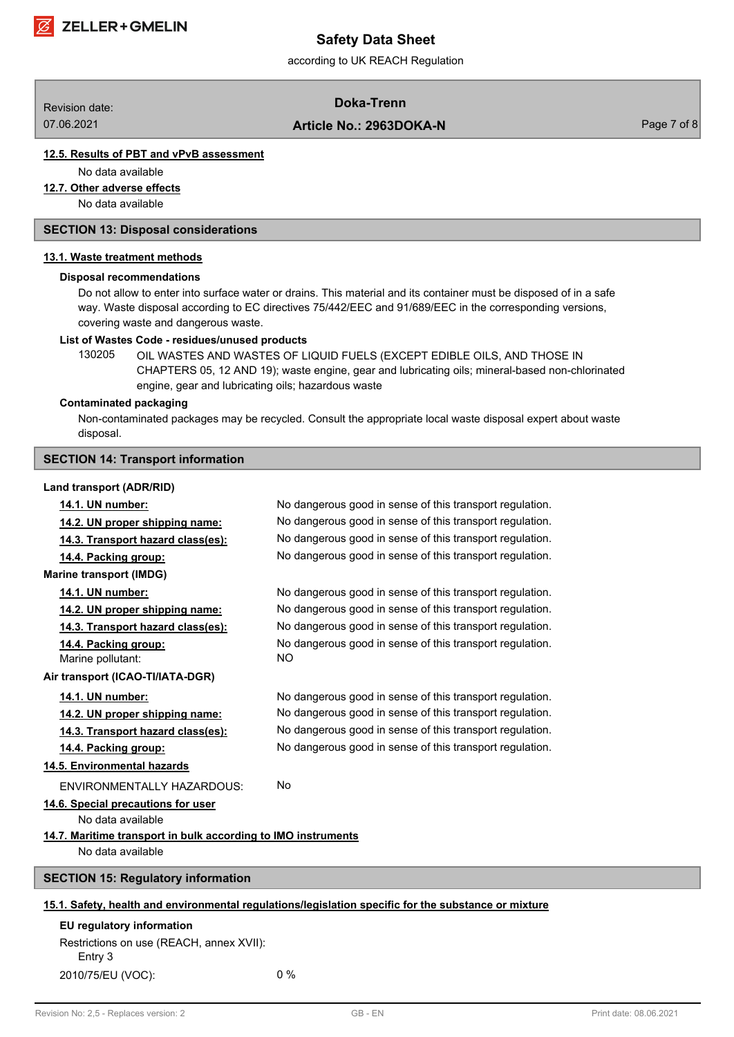#### 12.5. Results of PBT and vPvB assessment

No data available

#### 12.7. Other adverse effects

No data available

## SECTION 13: Disposal considerations

### 13.1. Waste treatment methods

**Disposal recommendations**

Do not allow to enter into surface water or drains. This material and its container must be disposed of in a safe way. Waste disposal according to EC directives 75/442/EEC and 91/689/EEC in the corresponding versions, covering waste and dangerous waste.

**List of Wastes Code - residues/unused products**

130205 OIL WASTES AND WASTES OF LIQUID FUELS (EXCEPT EDIBLE OILS, AND THOSE IN CHAPTERS 05, 12 AND 19); waste engine, gear and lubricating oils; mineral-based non-chlorinated engine, gear and lubricating oils; hazardous waste

**Contaminated packaging**

Non-contaminated packages may be recycled. Consult the appropriate local waste disposal expert about waste disposal.

## SECTION 14: Transport information

**Land transport (ADR/RID)**

| | |
|---|---|
| **14.1. UN number:** | No dangerous good in sense of this transport regulation. |
| **14.2. UN proper shipping name:** | No dangerous good in sense of this transport regulation. |
| **14.3. Transport hazard class(es):** | No dangerous good in sense of this transport regulation. |
| **14.4. Packing group:** | No dangerous good in sense of this transport regulation. |

**Marine transport (IMDG)**

| | |
|---|---|
| **14.1. UN number:** | No dangerous good in sense of this transport regulation. |
| **14.2. UN proper shipping name:** | No dangerous good in sense of this transport regulation. |
| **14.3. Transport hazard class(es):** | No dangerous good in sense of this transport regulation. |
| **14.4. Packing group:** | No dangerous good in sense of this transport regulation. |
| Marine pollutant: | NO |

**Air transport (ICAO-TI/IATA-DGR)**

| | |
|---|---|
| **14.1. UN number:** | No dangerous good in sense of this transport regulation. |
| **14.2. UN proper shipping name:** | No dangerous good in sense of this transport regulation. |
| **14.3. Transport hazard class(es):** | No dangerous good in sense of this transport regulation. |
| **14.4. Packing group:** | No dangerous good in sense of this transport regulation. |

### 14.5. Environmental hazards

ENVIRONMENTALLY HAZARDOUS: No

### 14.6. Special precautions for user

No data available

### 14.7. Maritime transport in bulk according to IMO instruments

No data available

## SECTION 15: Regulatory information

### 15.1. Safety, health and environmental regulations/legislation specific for the substance or mixture

**EU regulatory information**

Restrictions on use (REACH, annex XVII):
Entry 3

2010/75/EU (VOC): 0 %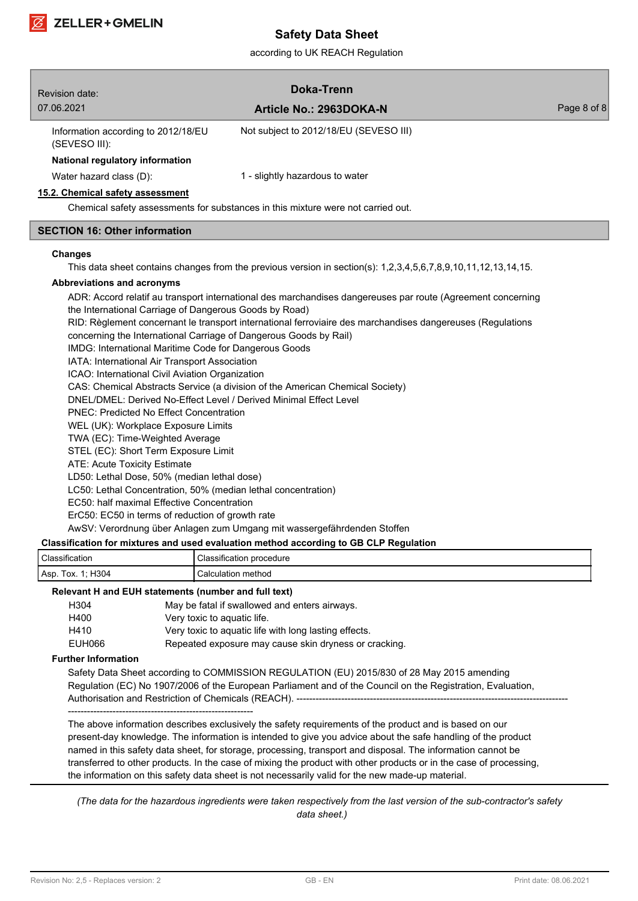| | |
|---|---|
| Information according to 2012/18/EU (SEVESO III): | Not subject to 2012/18/EU (SEVESO III) |

**National regulatory information**

| | |
|---|---|
| Water hazard class (D): | 1 - slightly hazardous to water |

### 15.2. Chemical safety assessment

Chemical safety assessments for substances in this mixture were not carried out.

## SECTION 16: Other information

**Changes**

This data sheet contains changes from the previous version in section(s): 1,2,3,4,5,6,7,8,9,10,11,12,13,14,15.

**Abbreviations and acronyms**

ADR: Accord relatif au transport international des marchandises dangereuses par route (Agreement concerning the International Carriage of Dangerous Goods by Road)
RID: Règlement concernant le transport international ferroviaire des marchandises dangereuses (Regulations concerning the International Carriage of Dangerous Goods by Rail)
IMDG: International Maritime Code for Dangerous Goods
IATA: International Air Transport Association
ICAO: International Civil Aviation Organization
CAS: Chemical Abstracts Service (a division of the American Chemical Society)
DNEL/DMEL: Derived No-Effect Level / Derived Minimal Effect Level
PNEC: Predicted No Effect Concentration
WEL (UK): Workplace Exposure Limits
TWA (EC): Time-Weighted Average
STEL (EC): Short Term Exposure Limit
ATE: Acute Toxicity Estimate
LD50: Lethal Dose, 50% (median lethal dose)
LC50: Lethal Concentration, 50% (median lethal concentration)
EC50: half maximal Effective Concentration
ErC50: EC50 in terms of reduction of growth rate
AwSV: Verordnung über Anlagen zum Umgang mit wassergefährdenden Stoffen

**Classification for mixtures and used evaluation method according to GB CLP Regulation**

| Classification | Classification procedure |
|---|---|
| Asp. Tox. 1; H304 | Calculation method |

**Relevant H and EUH statements (number and full text)**

| | |
|---|---|
| H304 | May be fatal if swallowed and enters airways. |
| H400 | Very toxic to aquatic life. |
| H410 | Very toxic to aquatic life with long lasting effects. |
| EUH066 | Repeated exposure may cause skin dryness or cracking. |

**Further Information**

Safety Data Sheet according to COMMISSION REGULATION (EU) 2015/830 of 28 May 2015 amending Regulation (EC) No 1907/2006 of the European Parliament and of the Council on the Registration, Evaluation, Authorisation and Restriction of Chemicals (REACH). ------------------------------------------------------------------------------------------------------------------------------------------------------

The above information describes exclusively the safety requirements of the product and is based on our present-day knowledge. The information is intended to give you advice about the safe handling of the product named in this safety data sheet, for storage, processing, transport and disposal. The information cannot be transferred to other products. In the case of mixing the product with other products or in the case of processing, the information on this safety data sheet is not necessarily valid for the new made-up material.

---

*(The data for the hazardous ingredients were taken respectively from the last version of the sub-contractor's safety data sheet.)*